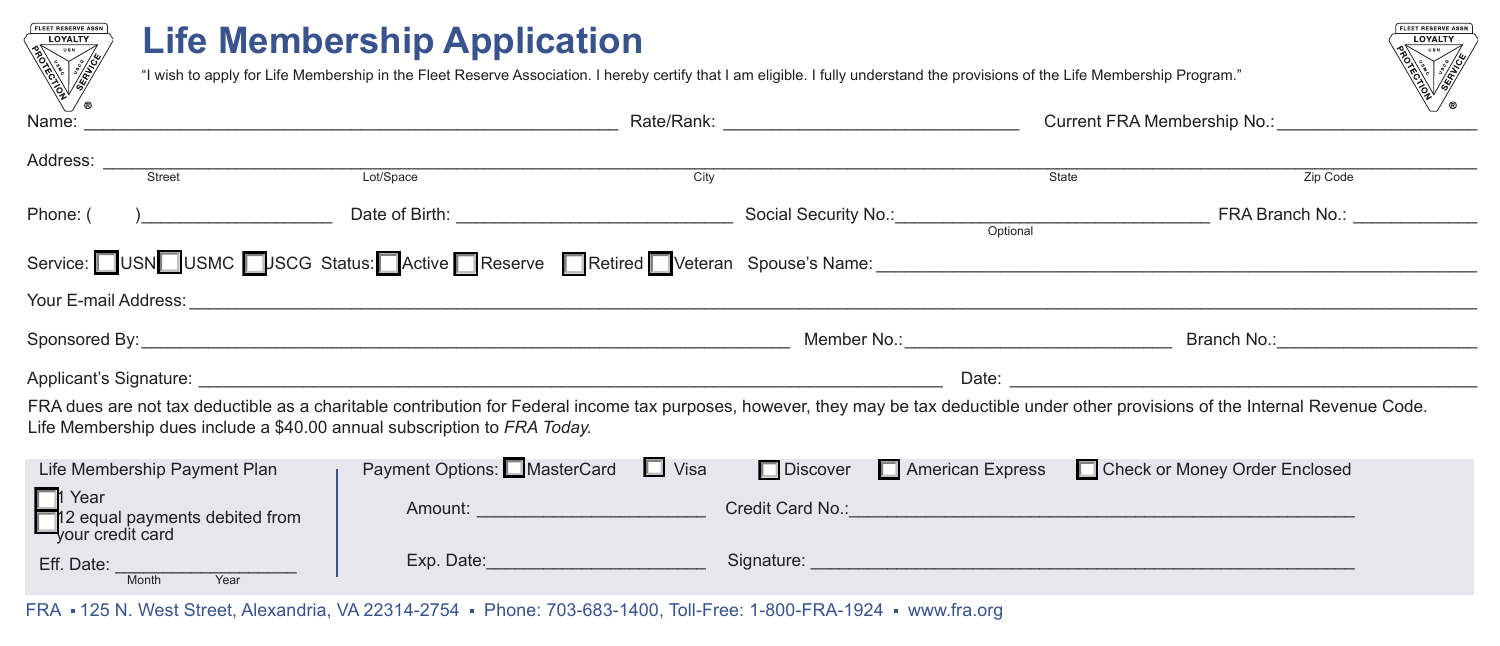# Life Membership Application

"I wish to apply for Life Membership in the Fleet Reserve Association. I hereby certify that I am eligible. I fully understand the provisions of the Life Membership Program."

Name: ______________________ Rate/Rank: ______________________ Current FRA Membership No.: ______________________

Address: ______________________
Street / Lot/Space / City / State / Zip Code

Phone: ( )______________________ Date of Birth: ______________________ Social Security No.: ______________________ (Optional) FRA Branch No.: ______________________

Service: ☐ USN ☐ USMC ☐ USCG Status: ☐ Active ☐ Reserve ☐ Retired ☐ Veteran Spouse's Name: ______________________

Your E-mail Address: ______________________

Sponsored By: ______________________ Member No.: ______________________ Branch No.: ______________________

Applicant's Signature: ______________________ Date: ______________________

FRA dues are not tax deductible as a charitable contribution for Federal income tax purposes, however, they may be tax deductible under other provisions of the Internal Revenue Code. Life Membership dues include a $40.00 annual subscription to *FRA Today.*

**Life Membership Payment Plan**

☐ 1 Year
☐ 12 equal payments debited from your credit card

Eff. Date: ______________________ (Month / Year)

Payment Options: ☐ MasterCard ☐ Visa ☐ Discover ☐ American Express ☐ Check or Money Order Enclosed

Amount: ______________________ Credit Card No.: ______________________

Exp. Date: ______________________ Signature: ______________________

FRA ▪ 125 N. West Street, Alexandria, VA 22314-2754 ▪ Phone: 703-683-1400, Toll-Free: 1-800-FRA-1924 ▪ www.fra.org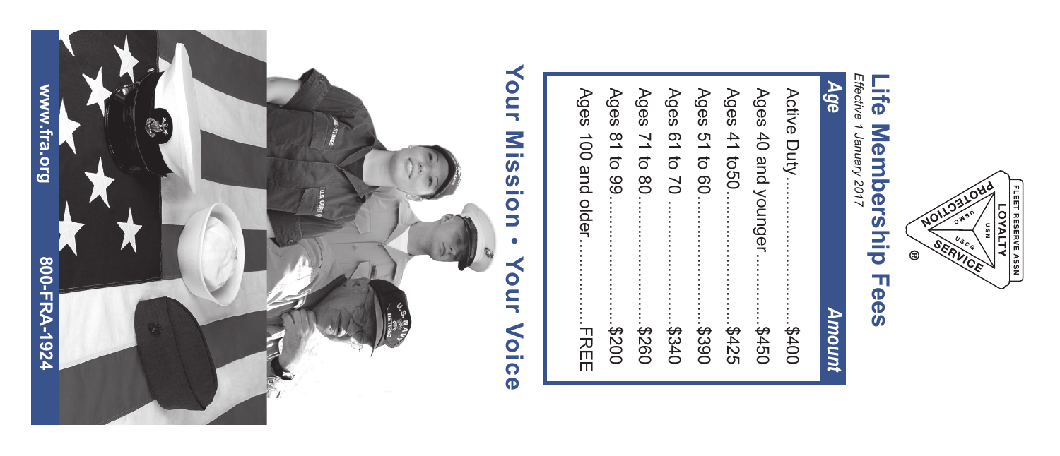FLEET RESERVE ASSN

LOYALTY · PROTECTION · SERVICE

USN · USMC · USCG

# Life Membership Fees

*Effective 1 January 2017*

| Age | Amount |
|---|---|
| Active Duty | $400 |
| Ages 40 and younger | $450 |
| Ages 41 to50 | $425 |
| Ages 51 to 60 | $390 |
| Ages 61 to 70 | $340 |
| Ages 71 to 80 | $260 |
| Ages 81 to 99 | $200 |
| Ages 100 and older | FREE |

## Your Mission • Your Voice

www.fra.org 800-FRA-1924